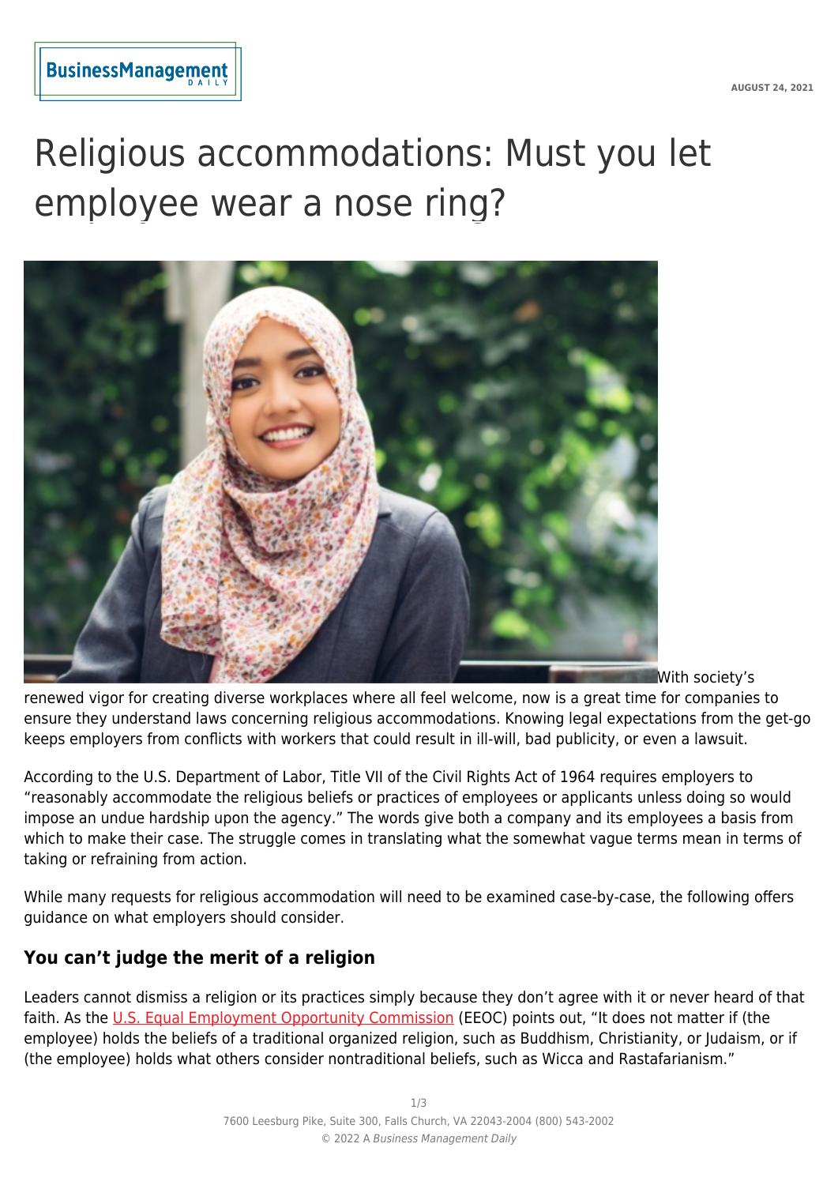# Religious accommodations: Must you let employee wear a nose ring?

With society's renewed vigor for creating diverse workplaces where all feel welcome, now is a great time for companies to ensure they understand laws concerning religious accommodations. Knowing legal expectations from the get-go keeps employers from conflicts with workers that could result in ill-will, bad publicity, or even a lawsuit.

According to the U.S. Department of Labor, Title VII of the Civil Rights Act of 1964 requires employers to "reasonably accommodate the religious beliefs or practices of employees or applicants unless doing so would impose an undue hardship upon the agency." The words give both a company and its employees a basis from which to make their case. The struggle comes in translating what the somewhat vague terms mean in terms of taking or refraining from action.

While many requests for religious accommodation will need to be examined case-by-case, the following offers guidance on what employers should consider.

## You can't judge the merit of a religion

Leaders cannot dismiss a religion or its practices simply because they don't agree with it or never heard of that faith. As the U.S. Equal Employment Opportunity Commission (EEOC) points out, "It does not matter if (the employee) holds the beliefs of a traditional organized religion, such as Buddhism, Christianity, or Judaism, or if (the employee) holds what others consider nontraditional beliefs, such as Wicca and Rastafarianism."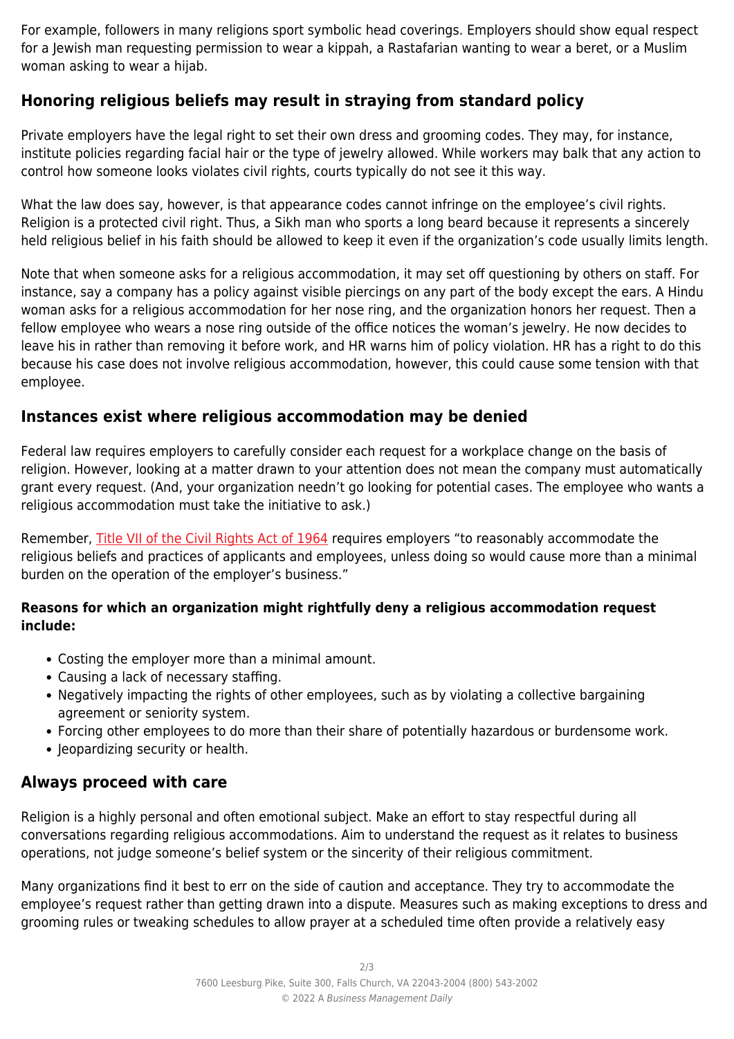For example, followers in many religions sport symbolic head coverings. Employers should show equal respect for a Jewish man requesting permission to wear a kippah, a Rastafarian wanting to wear a beret, or a Muslim woman asking to wear a hijab.

## Honoring religious beliefs may result in straying from standard policy

Private employers have the legal right to set their own dress and grooming codes. They may, for instance, institute policies regarding facial hair or the type of jewelry allowed. While workers may balk that any action to control how someone looks violates civil rights, courts typically do not see it this way.

What the law does say, however, is that appearance codes cannot infringe on the employee's civil rights. Religion is a protected civil right. Thus, a Sikh man who sports a long beard because it represents a sincerely held religious belief in his faith should be allowed to keep it even if the organization's code usually limits length.

Note that when someone asks for a religious accommodation, it may set off questioning by others on staff. For instance, say a company has a policy against visible piercings on any part of the body except the ears. A Hindu woman asks for a religious accommodation for her nose ring, and the organization honors her request. Then a fellow employee who wears a nose ring outside of the office notices the woman's jewelry. He now decides to leave his in rather than removing it before work, and HR warns him of policy violation. HR has a right to do this because his case does not involve religious accommodation, however, this could cause some tension with that employee.

## Instances exist where religious accommodation may be denied

Federal law requires employers to carefully consider each request for a workplace change on the basis of religion. However, looking at a matter drawn to your attention does not mean the company must automatically grant every request. (And, your organization needn't go looking for potential cases. The employee who wants a religious accommodation must take the initiative to ask.)

Remember, [Title VII of the Civil Rights Act of 1964] requires employers "to reasonably accommodate the religious beliefs and practices of applicants and employees, unless doing so would cause more than a minimal burden on the operation of the employer's business."

**Reasons for which an organization might rightfully deny a religious accommodation request include:**

- Costing the employer more than a minimal amount.
- Causing a lack of necessary staffing.
- Negatively impacting the rights of other employees, such as by violating a collective bargaining agreement or seniority system.
- Forcing other employees to do more than their share of potentially hazardous or burdensome work.
- Jeopardizing security or health.

## Always proceed with care

Religion is a highly personal and often emotional subject. Make an effort to stay respectful during all conversations regarding religious accommodations. Aim to understand the request as it relates to business operations, not judge someone's belief system or the sincerity of their religious commitment.

Many organizations find it best to err on the side of caution and acceptance. They try to accommodate the employee's request rather than getting drawn into a dispute. Measures such as making exceptions to dress and grooming rules or tweaking schedules to allow prayer at a scheduled time often provide a relatively easy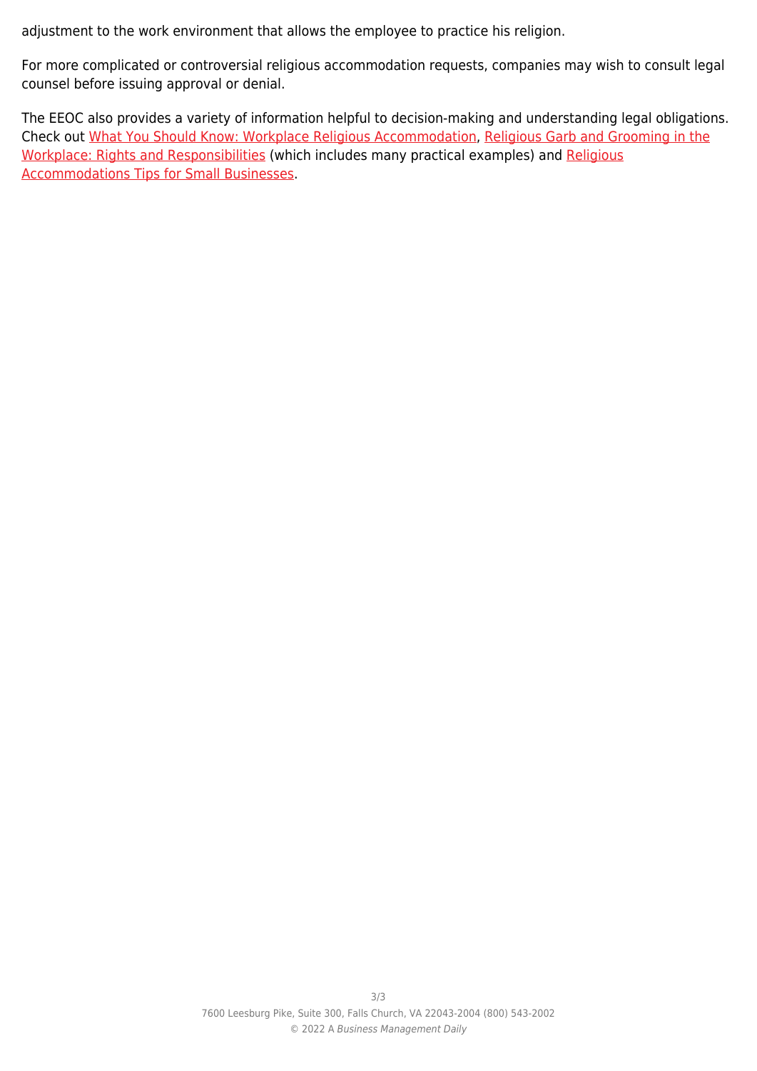adjustment to the work environment that allows the employee to practice his religion.

For more complicated or controversial religious accommodation requests, companies may wish to consult legal counsel before issuing approval or denial.

The EEOC also provides a variety of information helpful to decision-making and understanding legal obligations. Check out What You Should Know: Workplace Religious Accommodation, Religious Garb and Grooming in the Workplace: Rights and Responsibilities (which includes many practical examples) and Religious Accommodations Tips for Small Businesses.